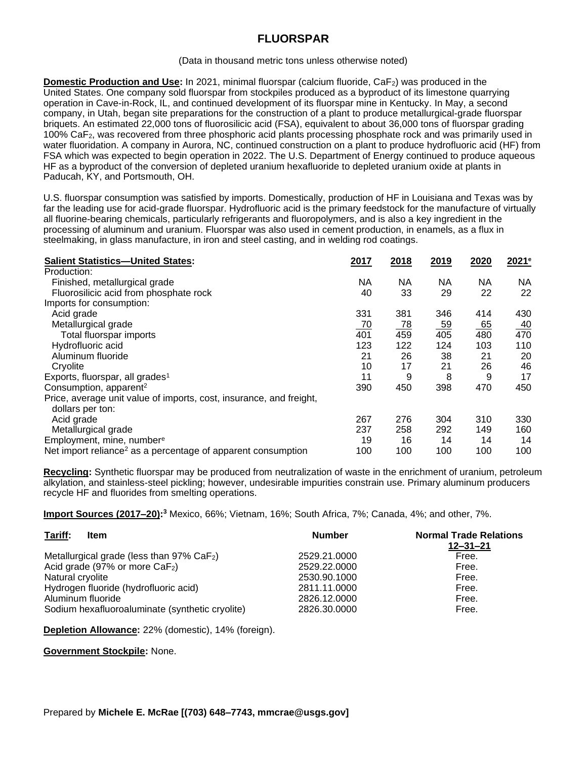# FLUORSPAR

(Data in thousand metric tons unless otherwise noted)

**Domestic Production and Use:** In 2021, minimal fluorspar (calcium fluoride, $CaF_2$) was produced in the United States. One company sold fluorspar from stockpiles produced as a byproduct of its limestone quarrying operation in Cave-in-Rock, IL, and continued development of its fluorspar mine in Kentucky. In May, a second company, in Utah, began site preparations for the construction of a plant to produce metallurgical-grade fluorspar briquets. An estimated 22,000 tons of fluorosilicic acid (FSA), equivalent to about 36,000 tons of fluorspar grading 100% $CaF_2$, was recovered from three phosphoric acid plants processing phosphate rock and was primarily used in water fluoridation. A company in Aurora, NC, continued construction on a plant to produce hydrofluoric acid (HF) from FSA which was expected to begin operation in 2022. The U.S. Department of Energy continued to produce aqueous HF as a byproduct of the conversion of depleted uranium hexafluoride to depleted uranium oxide at plants in Paducah, KY, and Portsmouth, OH.

U.S. fluorspar consumption was satisfied by imports. Domestically, production of HF in Louisiana and Texas was by far the leading use for acid-grade fluorspar. Hydrofluoric acid is the primary feedstock for the manufacture of virtually all fluorine-bearing chemicals, particularly refrigerants and fluoropolymers, and is also a key ingredient in the processing of aluminum and uranium. Fluorspar was also used in cement production, in enamels, as a flux in steelmaking, in glass manufacture, in iron and steel casting, and in welding rod coatings.

| **Salient Statistics—United States:** | 2017 | 2018 | 2019 | 2020 | 2021[e] |
|---|---|---|---|---|---|
| Production: | | | | | |
| Finished, metallurgical grade | NA | NA | NA | NA | NA |
| Fluorosilicic acid from phosphate rock | 40 | 33 | 29 | 22 | 22 |
| Imports for consumption: | | | | | |
| Acid grade | 331 | 381 | 346 | 414 | 430 |
| Metallurgical grade | 70 | 78 | 59 | 65 | 40 |
| Total fluorspar imports | 401 | 459 | 405 | 480 | 470 |
| Hydrofluoric acid | 123 | 122 | 124 | 103 | 110 |
| Aluminum fluoride | 21 | 26 | 38 | 21 | 20 |
| Cryolite | 10 | 17 | 21 | 26 | 46 |
| Exports, fluorspar, all grades[1] | 11 | 9 | 8 | 9 | 17 |
| Consumption, apparent[2] | 390 | 450 | 398 | 470 | 450 |
| Price, average unit value of imports, cost, insurance, and freight, dollars per ton: | | | | | |
| Acid grade | 267 | 276 | 304 | 310 | 330 |
| Metallurgical grade | 237 | 258 | 292 | 149 | 160 |
| Employment, mine, number[e] | 19 | 16 | 14 | 14 | 14 |
| Net import reliance[2] as a percentage of apparent consumption | 100 | 100 | 100 | 100 | 100 |

**Recycling:** Synthetic fluorspar may be produced from neutralization of waste in the enrichment of uranium, petroleum alkylation, and stainless-steel pickling; however, undesirable impurities constrain use. Primary aluminum producers recycle HF and fluorides from smelting operations.

**Import Sources (2017–20):[3]** Mexico, 66%; Vietnam, 16%; South Africa, 7%; Canada, 4%; and other, 7%.

| **Tariff:** Item | Number | Normal Trade Relations 12–31–21 |
|---|---|---|
| Metallurgical grade (less than 97% $CaF_2$) | 2529.21.0000 | Free. |
| Acid grade (97% or more $CaF_2$) | 2529.22.0000 | Free. |
| Natural cryolite | 2530.90.1000 | Free. |
| Hydrogen fluoride (hydrofluoric acid) | 2811.11.0000 | Free. |
| Aluminum fluoride | 2826.12.0000 | Free. |
| Sodium hexafluoroaluminate (synthetic cryolite) | 2826.30.0000 | Free. |

**Depletion Allowance:** 22% (domestic), 14% (foreign).

**Government Stockpile:** None.

Prepared by **Michele E. McRae [(703) 648–7743, mmcrae@usgs.gov]**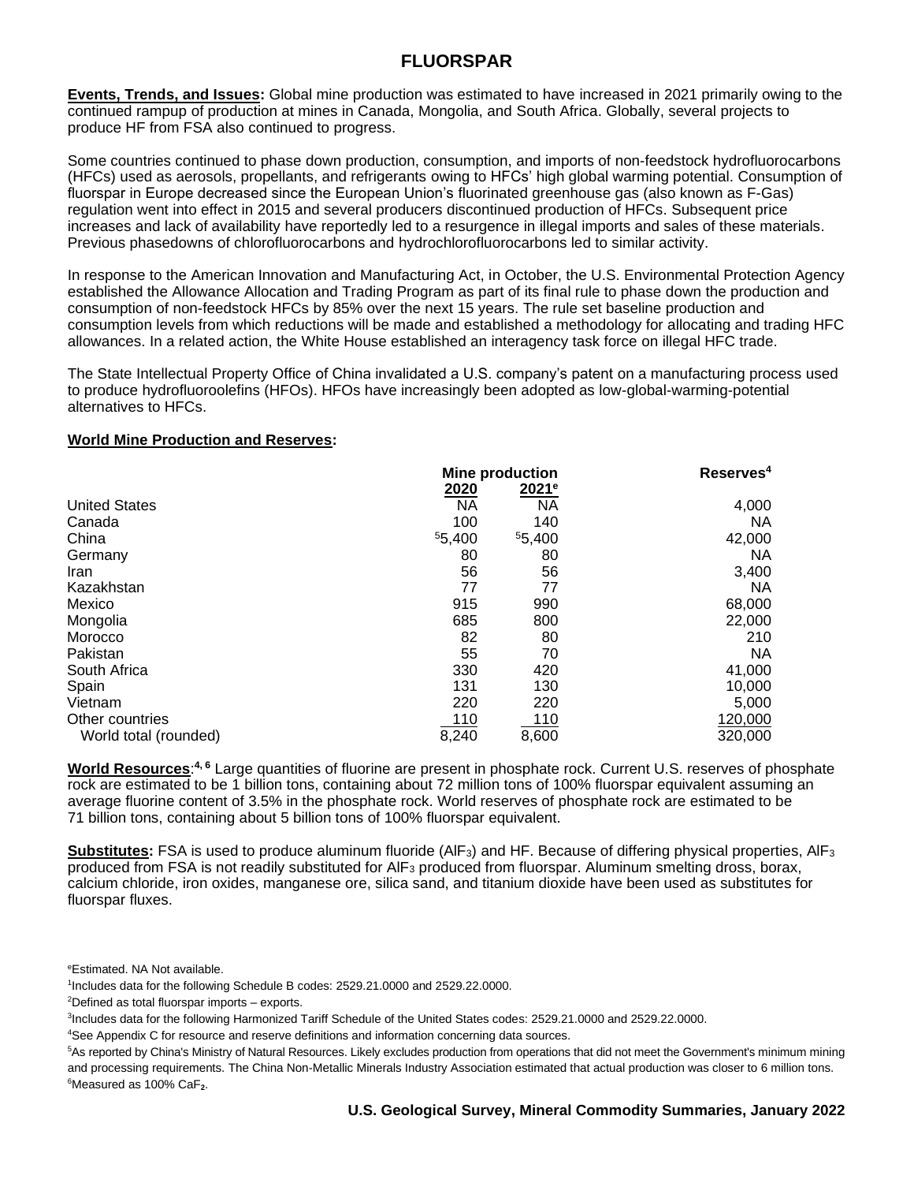# FLUORSPAR

**Events, Trends, and Issues:** Global mine production was estimated to have increased in 2021 primarily owing to the continued rampup of production at mines in Canada, Mongolia, and South Africa. Globally, several projects to produce HF from FSA also continued to progress.

Some countries continued to phase down production, consumption, and imports of non-feedstock hydrofluorocarbons (HFCs) used as aerosols, propellants, and refrigerants owing to HFCs' high global warming potential. Consumption of fluorspar in Europe decreased since the European Union's fluorinated greenhouse gas (also known as F-Gas) regulation went into effect in 2015 and several producers discontinued production of HFCs. Subsequent price increases and lack of availability have reportedly led to a resurgence in illegal imports and sales of these materials. Previous phasedowns of chlorofluorocarbons and hydrochlorofluorocarbons led to similar activity.

In response to the American Innovation and Manufacturing Act, in October, the U.S. Environmental Protection Agency established the Allowance Allocation and Trading Program as part of its final rule to phase down the production and consumption of non-feedstock HFCs by 85% over the next 15 years. The rule set baseline production and consumption levels from which reductions will be made and established a methodology for allocating and trading HFC allowances. In a related action, the White House established an interagency task force on illegal HFC trade.

The State Intellectual Property Office of China invalidated a U.S. company's patent on a manufacturing process used to produce hydrofluoroolefins (HFOs). HFOs have increasingly been adopted as low-global-warming-potential alternatives to HFCs.

**World Mine Production and Reserves:**

| | Mine production | | Reserves[4] |
|---|---|---|---|
| | 2020 | 2021[e] | |
| United States | NA | NA | 4,000 |
| Canada | 100 | 140 | NA |
| China | [5]5,400 | [5]5,400 | 42,000 |
| Germany | 80 | 80 | NA |
| Iran | 56 | 56 | 3,400 |
| Kazakhstan | 77 | 77 | NA |
| Mexico | 915 | 990 | 68,000 |
| Mongolia | 685 | 800 | 22,000 |
| Morocco | 82 | 80 | 210 |
| Pakistan | 55 | 70 | NA |
| South Africa | 330 | 420 | 41,000 |
| Spain | 131 | 130 | 10,000 |
| Vietnam | 220 | 220 | 5,000 |
| Other countries | 110 | 110 | 120,000 |
| World total (rounded) | 8,240 | 8,600 | 320,000 |

**World Resources**:[4, 6] Large quantities of fluorine are present in phosphate rock. Current U.S. reserves of phosphate rock are estimated to be 1 billion tons, containing about 72 million tons of 100% fluorspar equivalent assuming an average fluorine content of 3.5% in the phosphate rock. World reserves of phosphate rock are estimated to be 71 billion tons, containing about 5 billion tons of 100% fluorspar equivalent.

**Substitutes:** FSA is used to produce aluminum fluoride ($AlF_3$) and HF. Because of differing physical properties, $AlF_3$ produced from FSA is not readily substituted for $AlF_3$ produced from fluorspar. Aluminum smelting dross, borax, calcium chloride, iron oxides, manganese ore, silica sand, and titanium dioxide have been used as substitutes for fluorspar fluxes.

[e]Estimated. NA Not available.

[1]Includes data for the following Schedule B codes: 2529.21.0000 and 2529.22.0000.

[2]Defined as total fluorspar imports – exports.

[3]Includes data for the following Harmonized Tariff Schedule of the United States codes: 2529.21.0000 and 2529.22.0000.

[4]See Appendix C for resource and reserve definitions and information concerning data sources.

[5]As reported by China's Ministry of Natural Resources. Likely excludes production from operations that did not meet the Government's minimum mining and processing requirements. The China Non-Metallic Minerals Industry Association estimated that actual production was closer to 6 million tons.

[6]Measured as 100% $CaF_2$.